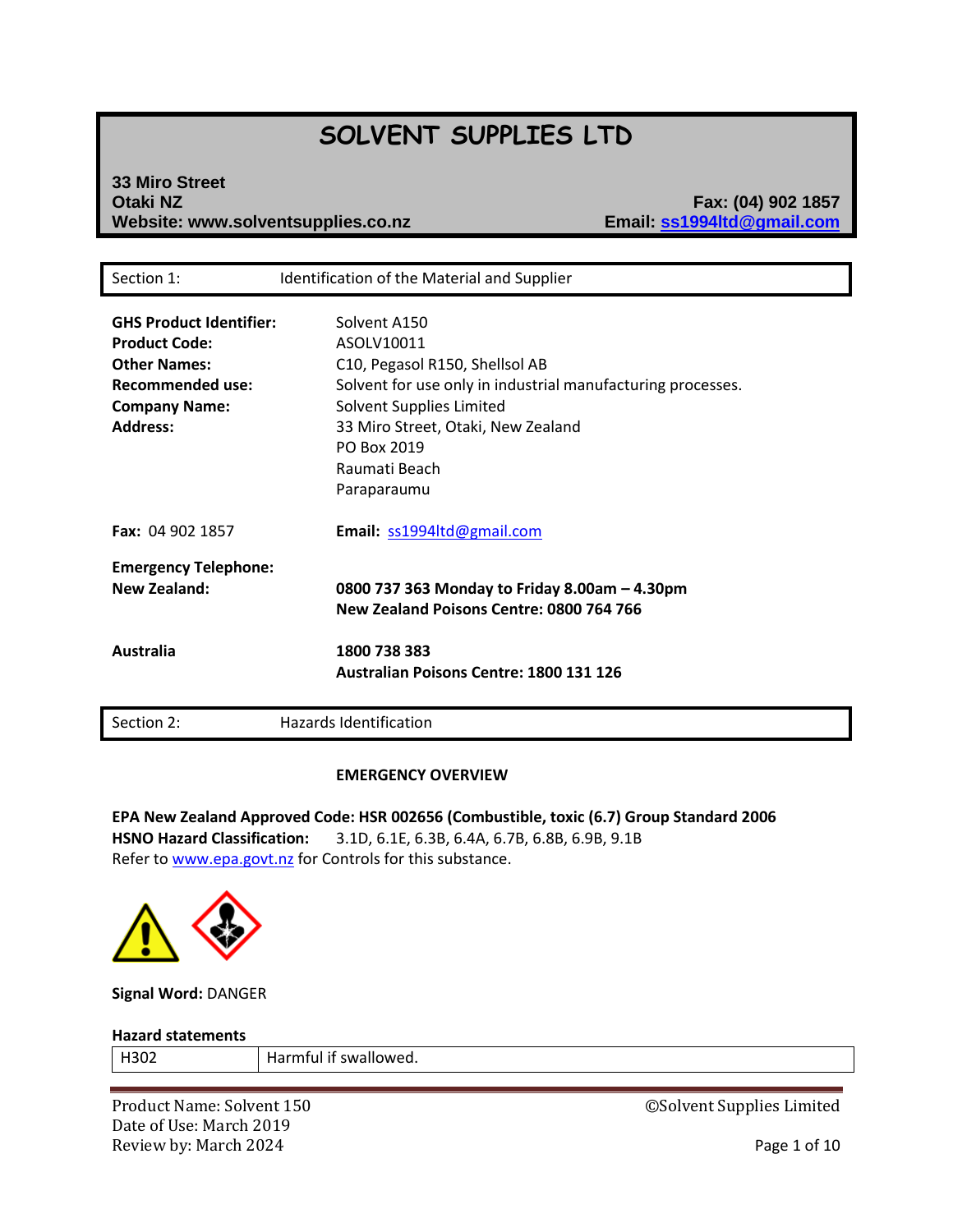# SOLVENT SUPPLIES LTD

**33 Miro Street**
**Otaki NZ**
**Website: www.solventsupplies.co.nz**

**Fax: (04) 902 1857**
**Email: ss1994ltd@gmail.com**

| Section 1: | Identification of the Material and Supplier |
|---|---|

| | |
|---|---|
| **GHS Product Identifier:** | Solvent A150 |
| **Product Code:** | ASOLV10011 |
| **Other Names:** | C10, Pegasol R150, Shellsol AB |
| **Recommended use:** | Solvent for use only in industrial manufacturing processes. |
| **Company Name:** | Solvent Supplies Limited |
| **Address:** | 33 Miro Street, Otaki, New Zealand<br>PO Box 2019<br>Raumati Beach<br>Paraparaumu |

**Fax:** 04 902 1857 **Email:** ss1994ltd@gmail.com

**Emergency Telephone:**

| | |
|---|---|
| **New Zealand:** | **0800 737 363 Monday to Friday 8.00am – 4.30pm**<br>**New Zealand Poisons Centre: 0800 764 766** |
| **Australia** | **1800 738 383**<br>**Australian Poisons Centre: 1800 131 126** |

| Section 2: | Hazards Identification |
|---|---|

**EMERGENCY OVERVIEW**

**EPA New Zealand Approved Code: HSR 002656 (Combustible, toxic (6.7) Group Standard 2006**
**HSNO Hazard Classification:** 3.1D, 6.1E, 6.3B, 6.4A, 6.7B, 6.8B, 6.9B, 9.1B
Refer to www.epa.govt.nz for Controls for this substance.

**Signal Word:** DANGER

**Hazard statements**

| | |
|---|---|
| H302 | Harmful if swallowed. |

Product Name: Solvent 150
Date of Use: March 2019
Review by: March 2024
©Solvent Supplies Limited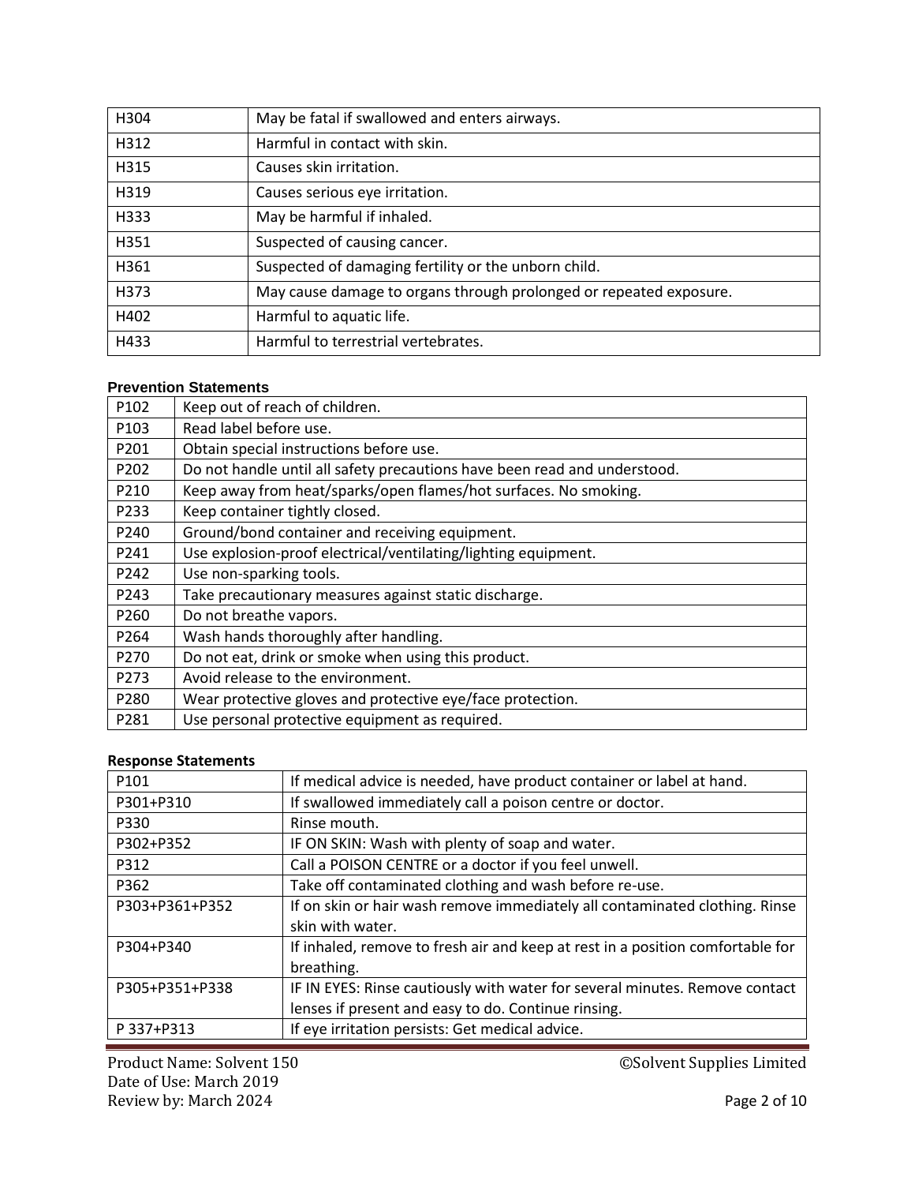| H304 | May be fatal if swallowed and enters airways. |
|---|---|
| H312 | Harmful in contact with skin. |
| H315 | Causes skin irritation. |
| H319 | Causes serious eye irritation. |
| H333 | May be harmful if inhaled. |
| H351 | Suspected of causing cancer. |
| H361 | Suspected of damaging fertility or the unborn child. |
| H373 | May cause damage to organs through prolonged or repeated exposure. |
| H402 | Harmful to aquatic life. |
| H433 | Harmful to terrestrial vertebrates. |

**Prevention Statements**

| P102 | Keep out of reach of children. |
|---|---|
| P103 | Read label before use. |
| P201 | Obtain special instructions before use. |
| P202 | Do not handle until all safety precautions have been read and understood. |
| P210 | Keep away from heat/sparks/open flames/hot surfaces. No smoking. |
| P233 | Keep container tightly closed. |
| P240 | Ground/bond container and receiving equipment. |
| P241 | Use explosion-proof electrical/ventilating/lighting equipment. |
| P242 | Use non-sparking tools. |
| P243 | Take precautionary measures against static discharge. |
| P260 | Do not breathe vapors. |
| P264 | Wash hands thoroughly after handling. |
| P270 | Do not eat, drink or smoke when using this product. |
| P273 | Avoid release to the environment. |
| P280 | Wear protective gloves and protective eye/face protection. |
| P281 | Use personal protective equipment as required. |

**Response Statements**

| P101 | If medical advice is needed, have product container or label at hand. |
|---|---|
| P301+P310 | If swallowed immediately call a poison centre or doctor. |
| P330 | Rinse mouth. |
| P302+P352 | IF ON SKIN: Wash with plenty of soap and water. |
| P312 | Call a POISON CENTRE or a doctor if you feel unwell. |
| P362 | Take off contaminated clothing and wash before re-use. |
| P303+P361+P352 | If on skin or hair wash remove immediately all contaminated clothing. Rinse skin with water. |
| P304+P340 | If inhaled, remove to fresh air and keep at rest in a position comfortable for breathing. |
| P305+P351+P338 | IF IN EYES: Rinse cautiously with water for several minutes. Remove contact lenses if present and easy to do. Continue rinsing. |
| P 337+P313 | If eye irritation persists: Get medical advice. |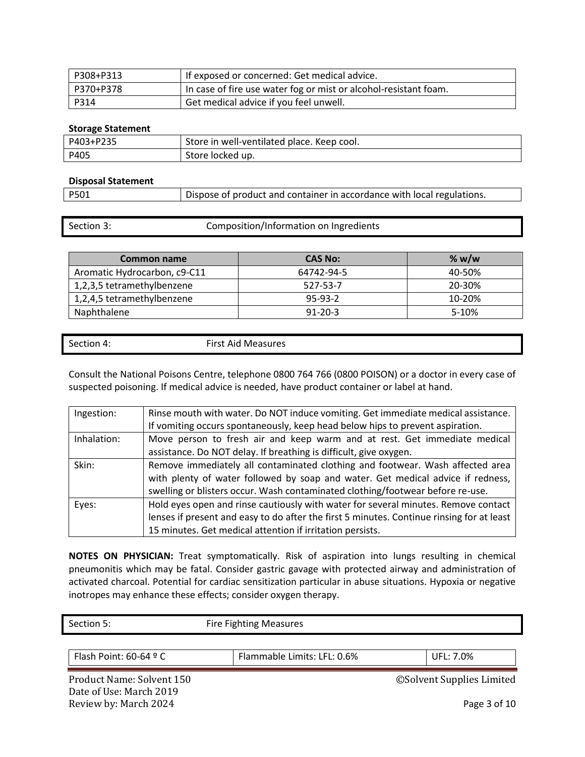| | |
|---|---|
| P308+P313 | If exposed or concerned: Get medical advice. |
| P370+P378 | In case of fire use water fog or mist or alcohol-resistant foam. |
| P314 | Get medical advice if you feel unwell. |

**Storage Statement**

| | |
|---|---|
| P403+P235 | Store in well-ventilated place. Keep cool. |
| P405 | Store locked up. |

**Disposal Statement**

| | |
|---|---|
| P501 | Dispose of product and container in accordance with local regulations. |

## Section 3: Composition/Information on Ingredients

| Common name | CAS No: | % w/w |
|---|---|---|
| Aromatic Hydrocarbon, c9-C11 | 64742-94-5 | 40-50% |
| 1,2,3,5 tetramethylbenzene | 527-53-7 | 20-30% |
| 1,2,4,5 tetramethylbenzene | 95-93-2 | 10-20% |
| Naphthalene | 91-20-3 | 5-10% |

## Section 4: First Aid Measures

Consult the National Poisons Centre, telephone 0800 764 766 (0800 POISON) or a doctor in every case of suspected poisoning. If medical advice is needed, have product container or label at hand.

| | |
|---|---|
| Ingestion: | Rinse mouth with water. Do NOT induce vomiting. Get immediate medical assistance. If vomiting occurs spontaneously, keep head below hips to prevent aspiration. |
| Inhalation: | Move person to fresh air and keep warm and at rest. Get immediate medical assistance. Do NOT delay. If breathing is difficult, give oxygen. |
| Skin: | Remove immediately all contaminated clothing and footwear. Wash affected area with plenty of water followed by soap and water. Get medical advice if redness, swelling or blisters occur. Wash contaminated clothing/footwear before re-use. |
| Eyes: | Hold eyes open and rinse cautiously with water for several minutes. Remove contact lenses if present and easy to do after the first 5 minutes. Continue rinsing for at least 15 minutes. Get medical attention if irritation persists. |

**NOTES ON PHYSICIAN:** Treat symptomatically. Risk of aspiration into lungs resulting in chemical pneumonitis which may be fatal. Consider gastric gavage with protected airway and administration of activated charcoal. Potential for cardiac sensitization particular in abuse situations. Hypoxia or negative inotropes may enhance these effects; consider oxygen therapy.

## Section 5: Fire Fighting Measures

| | | |
|---|---|---|
| Flash Point: 60-64 º C | Flammable Limits: LFL: 0.6% | UFL: 7.0% |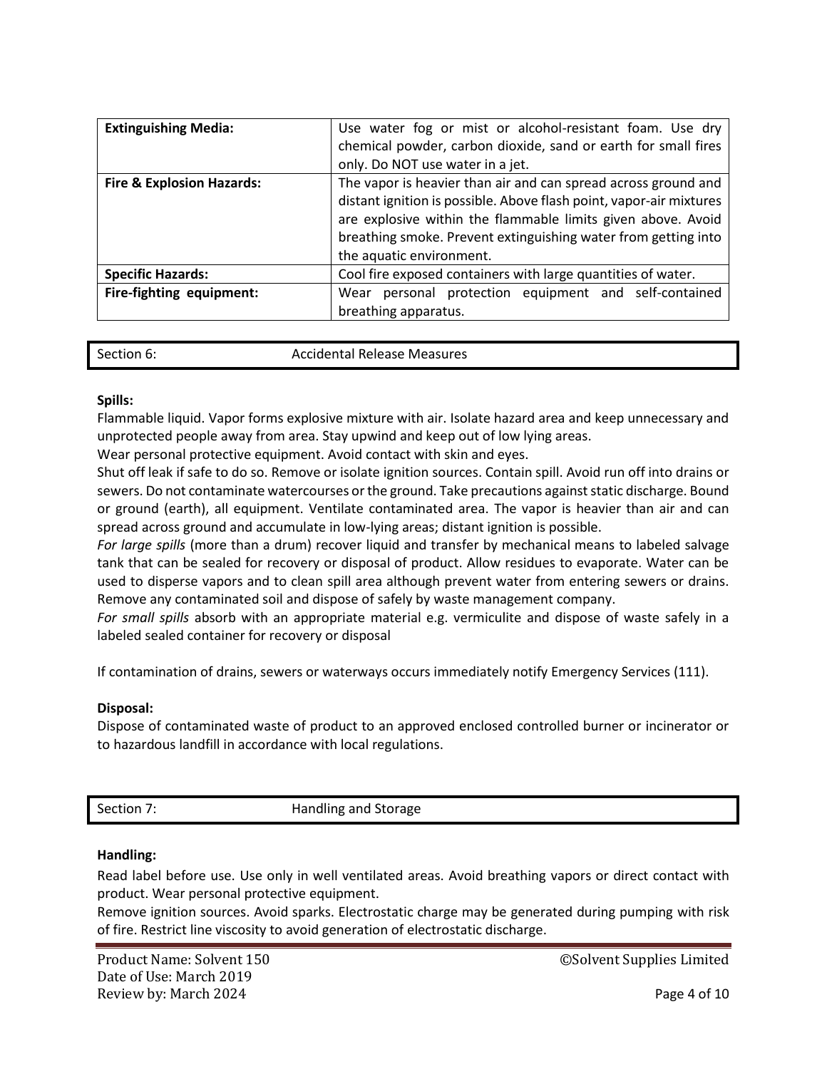| Extinguishing Media: | Use water fog or mist or alcohol-resistant foam. Use dry chemical powder, carbon dioxide, sand or earth for small fires only. Do NOT use water in a jet. |
|---|---|
| **Fire & Explosion Hazards:** | The vapor is heavier than air and can spread across ground and distant ignition is possible. Above flash point, vapor-air mixtures are explosive within the flammable limits given above. Avoid breathing smoke. Prevent extinguishing water from getting into the aquatic environment. |
| **Specific Hazards:** | Cool fire exposed containers with large quantities of water. |
| **Fire-fighting equipment:** | Wear personal protection equipment and self-contained breathing apparatus. |

## Section 6: Accidental Release Measures

**Spills:**

Flammable liquid. Vapor forms explosive mixture with air. Isolate hazard area and keep unnecessary and unprotected people away from area. Stay upwind and keep out of low lying areas.

Wear personal protective equipment. Avoid contact with skin and eyes.

Shut off leak if safe to do so. Remove or isolate ignition sources. Contain spill. Avoid run off into drains or sewers. Do not contaminate watercourses or the ground. Take precautions against static discharge. Bound or ground (earth), all equipment. Ventilate contaminated area. The vapor is heavier than air and can spread across ground and accumulate in low-lying areas; distant ignition is possible.

*For large spills* (more than a drum) recover liquid and transfer by mechanical means to labeled salvage tank that can be sealed for recovery or disposal of product. Allow residues to evaporate. Water can be used to disperse vapors and to clean spill area although prevent water from entering sewers or drains. Remove any contaminated soil and dispose of safely by waste management company.

*For small spills* absorb with an appropriate material e.g. vermiculite and dispose of waste safely in a labeled sealed container for recovery or disposal

If contamination of drains, sewers or waterways occurs immediately notify Emergency Services (111).

**Disposal:**

Dispose of contaminated waste of product to an approved enclosed controlled burner or incinerator or to hazardous landfill in accordance with local regulations.

## Section 7: Handling and Storage

**Handling:**

Read label before use. Use only in well ventilated areas. Avoid breathing vapors or direct contact with product. Wear personal protective equipment.

Remove ignition sources. Avoid sparks. Electrostatic charge may be generated during pumping with risk of fire. Restrict line viscosity to avoid generation of electrostatic discharge.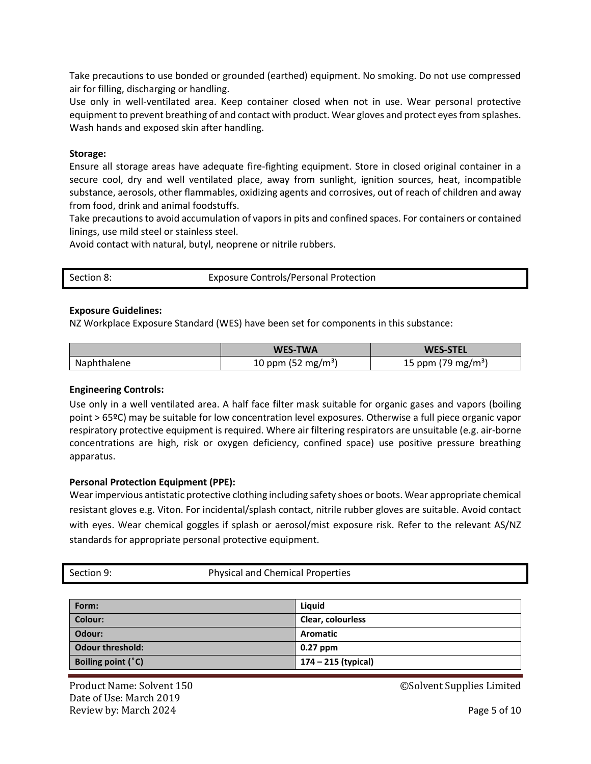Take precautions to use bonded or grounded (earthed) equipment. No smoking. Do not use compressed air for filling, discharging or handling.
Use only in well-ventilated area. Keep container closed when not in use. Wear personal protective equipment to prevent breathing of and contact with product. Wear gloves and protect eyes from splashes. Wash hands and exposed skin after handling.

**Storage:**
Ensure all storage areas have adequate fire-fighting equipment. Store in closed original container in a secure cool, dry and well ventilated place, away from sunlight, ignition sources, heat, incompatible substance, aerosols, other flammables, oxidizing agents and corrosives, out of reach of children and away from food, drink and animal foodstuffs.
Take precautions to avoid accumulation of vapors in pits and confined spaces. For containers or contained linings, use mild steel or stainless steel.
Avoid contact with natural, butyl, neoprene or nitrile rubbers.

## Section 8: Exposure Controls/Personal Protection

**Exposure Guidelines:**
NZ Workplace Exposure Standard (WES) have been set for components in this substance:

| | WES-TWA | WES-STEL |
|---|---|---|
| Naphthalene | 10 ppm (52 mg/m³) | 15 ppm (79 mg/m³) |

**Engineering Controls:**
Use only in a well ventilated area. A half face filter mask suitable for organic gases and vapors (boiling point > 65ºC) may be suitable for low concentration level exposures. Otherwise a full piece organic vapor respiratory protective equipment is required. Where air filtering respirators are unsuitable (e.g. air-borne concentrations are high, risk or oxygen deficiency, confined space) use positive pressure breathing apparatus.

**Personal Protection Equipment (PPE):**
Wear impervious antistatic protective clothing including safety shoes or boots. Wear appropriate chemical resistant gloves e.g. Viton. For incidental/splash contact, nitrile rubber gloves are suitable. Avoid contact with eyes. Wear chemical goggles if splash or aerosol/mist exposure risk. Refer to the relevant AS/NZ standards for appropriate personal protective equipment.

## Section 9: Physical and Chemical Properties

| | |
|---|---|
| **Form:** | **Liquid** |
| **Colour:** | **Clear, colourless** |
| **Odour:** | **Aromatic** |
| **Odour threshold:** | **0.27 ppm** |
| **Boiling point (˚C)** | **174 – 215 (typical)** |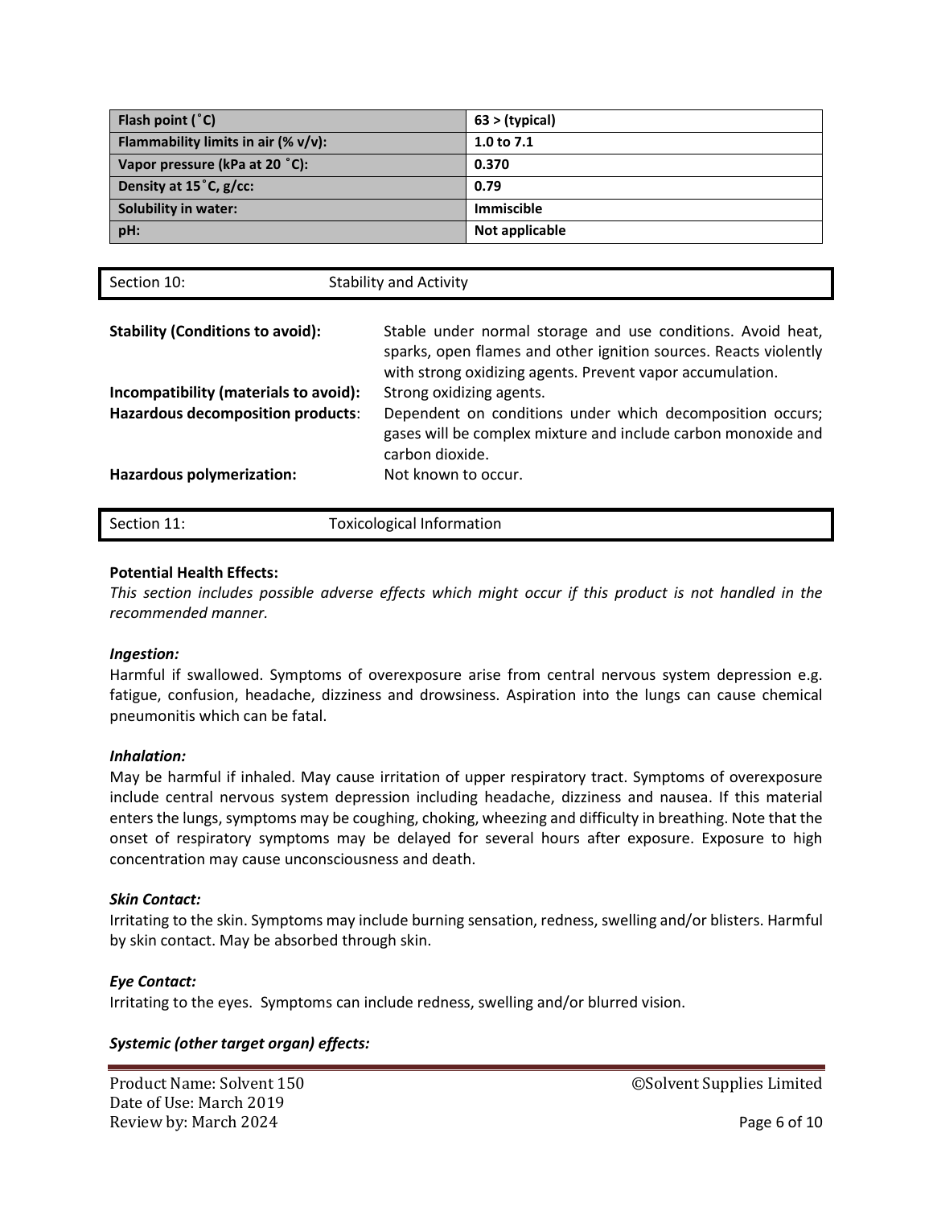| Flash point (˚C) | 63 > (typical) |
|---|---|
| Flammability limits in air (% v/v): | 1.0 to 7.1 |
| Vapor pressure (kPa at 20 ˚C): | 0.370 |
| Density at 15˚C, g/cc: | 0.79 |
| Solubility in water: | Immiscible |
| pH: | Not applicable |

## Section 10: Stability and Activity

**Stability (Conditions to avoid):** Stable under normal storage and use conditions. Avoid heat, sparks, open flames and other ignition sources. Reacts violently with strong oxidizing agents. Prevent vapor accumulation.

**Incompatibility (materials to avoid):** Strong oxidizing agents.

**Hazardous decomposition products**: Dependent on conditions under which decomposition occurs; gases will be complex mixture and include carbon monoxide and carbon dioxide.

**Hazardous polymerization:** Not known to occur.

## Section 11: Toxicological Information

**Potential Health Effects:**

*This section includes possible adverse effects which might occur if this product is not handled in the recommended manner.*

***Ingestion:***

Harmful if swallowed. Symptoms of overexposure arise from central nervous system depression e.g. fatigue, confusion, headache, dizziness and drowsiness. Aspiration into the lungs can cause chemical pneumonitis which can be fatal.

***Inhalation:***

May be harmful if inhaled. May cause irritation of upper respiratory tract. Symptoms of overexposure include central nervous system depression including headache, dizziness and nausea. If this material enters the lungs, symptoms may be coughing, choking, wheezing and difficulty in breathing. Note that the onset of respiratory symptoms may be delayed for several hours after exposure. Exposure to high concentration may cause unconsciousness and death.

***Skin Contact:***

Irritating to the skin. Symptoms may include burning sensation, redness, swelling and/or blisters. Harmful by skin contact. May be absorbed through skin.

***Eye Contact:***

Irritating to the eyes. Symptoms can include redness, swelling and/or blurred vision.

***Systemic (other target organ) effects:***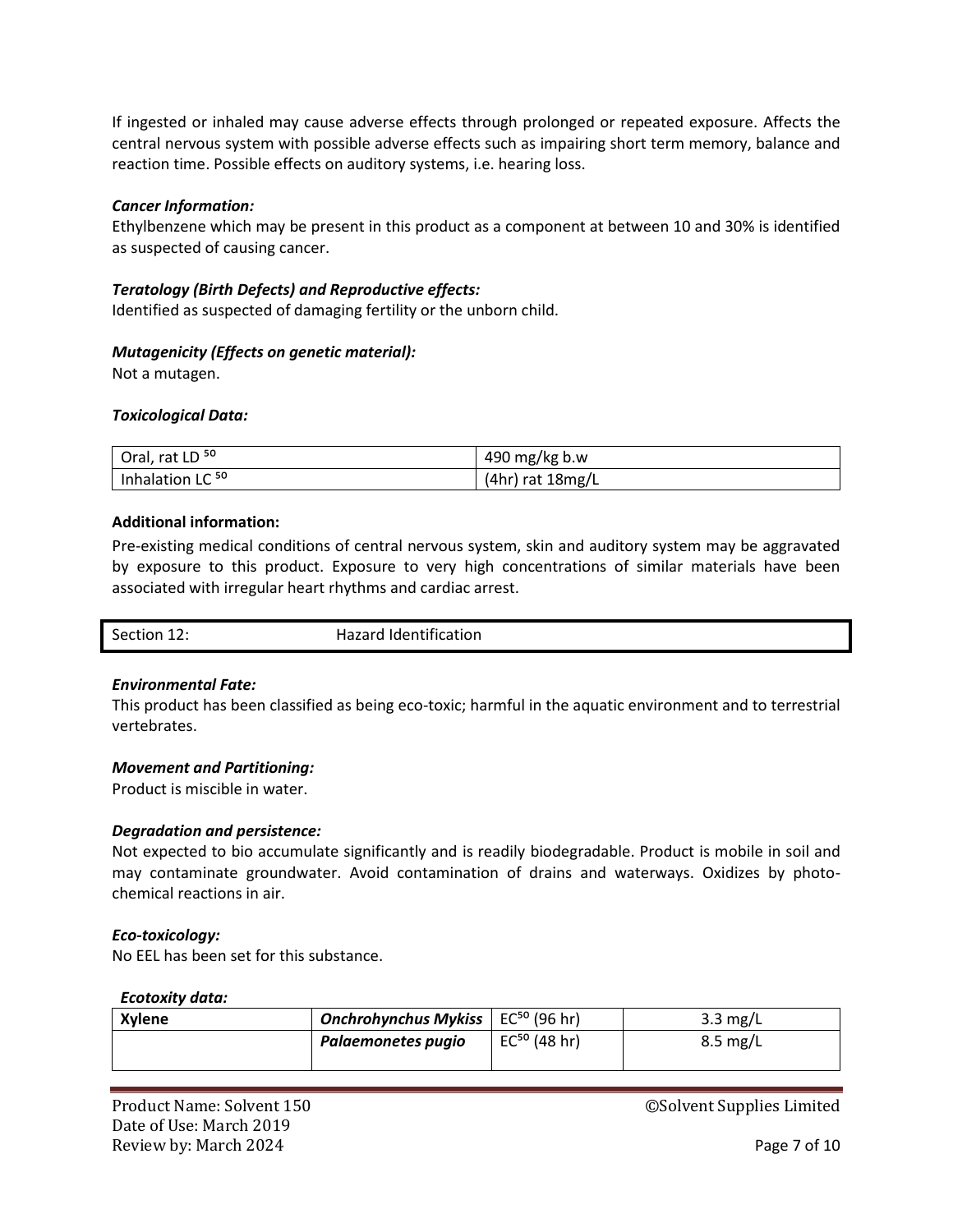If ingested or inhaled may cause adverse effects through prolonged or repeated exposure. Affects the central nervous system with possible adverse effects such as impairing short term memory, balance and reaction time. Possible effects on auditory systems, i.e. hearing loss.

***Cancer Information:***
Ethylbenzene which may be present in this product as a component at between 10 and 30% is identified as suspected of causing cancer.

***Teratology (Birth Defects) and Reproductive effects:***
Identified as suspected of damaging fertility or the unborn child.

***Mutagenicity (Effects on genetic material):***
Not a mutagen.

***Toxicological Data:***

| Oral, rat $LD^{50}$ | 490 mg/kg b.w |
|---|---|
| Inhalation $LC^{50}$ | (4hr) rat 18mg/L |

**Additional information:**

Pre-existing medical conditions of central nervous system, skin and auditory system may be aggravated by exposure to this product. Exposure to very high concentrations of similar materials have been associated with irregular heart rhythms and cardiac arrest.

## Section 12: Hazard Identification

***Environmental Fate:***
This product has been classified as being eco-toxic; harmful in the aquatic environment and to terrestrial vertebrates.

***Movement and Partitioning:***
Product is miscible in water.

***Degradation and persistence:***
Not expected to bio accumulate significantly and is readily biodegradable. Product is mobile in soil and may contaminate groundwater. Avoid contamination of drains and waterways. Oxidizes by photo-chemical reactions in air.

***Eco-toxicology:***
No EEL has been set for this substance.

***Ecotoxity data:***

| **Xylene** | ***Onchrohynchus Mykiss*** | $EC^{50}$ (96 hr) | 3.3 mg/L |
|---|---|---|---|
| | ***Palaemonetes pugio*** | $EC^{50}$ (48 hr) | 8.5 mg/L |

Product Name: Solvent 150
Date of Use: March 2019
Review by: March 2024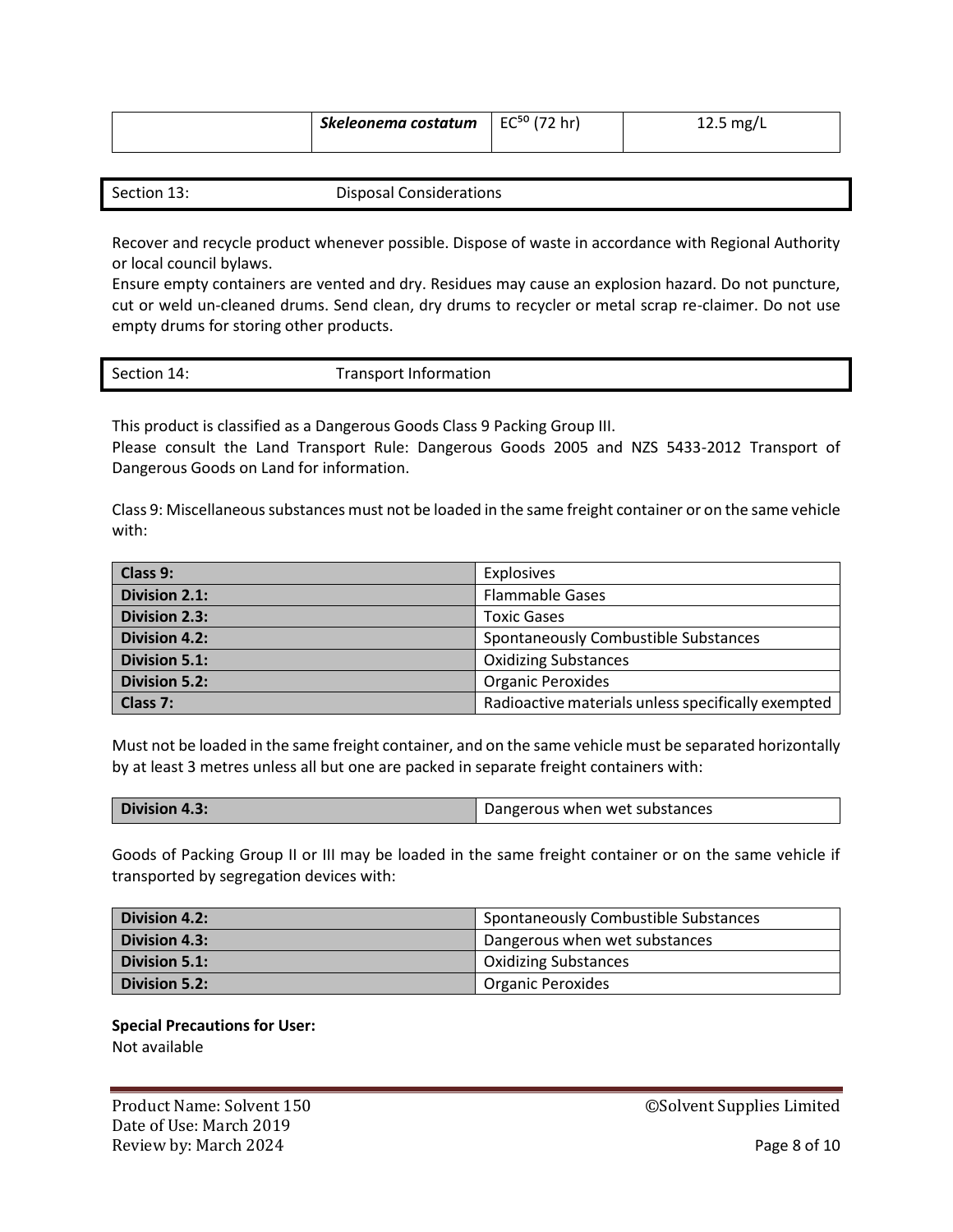| | *Skeleonema costatum* | $EC^{50}$ (72 hr) | 12.5 mg/L |
|---|---|---|---|

## Section 13: Disposal Considerations

Recover and recycle product whenever possible. Dispose of waste in accordance with Regional Authority or local council bylaws.
Ensure empty containers are vented and dry. Residues may cause an explosion hazard. Do not puncture, cut or weld un-cleaned drums. Send clean, dry drums to recycler or metal scrap re-claimer. Do not use empty drums for storing other products.

## Section 14: Transport Information

This product is classified as a Dangerous Goods Class 9 Packing Group III.
Please consult the Land Transport Rule: Dangerous Goods 2005 and NZS 5433-2012 Transport of Dangerous Goods on Land for information.

Class 9: Miscellaneous substances must not be loaded in the same freight container or on the same vehicle with:

| | |
|---|---|
| **Class 9:** | Explosives |
| **Division 2.1:** | Flammable Gases |
| **Division 2.3:** | Toxic Gases |
| **Division 4.2:** | Spontaneously Combustible Substances |
| **Division 5.1:** | Oxidizing Substances |
| **Division 5.2:** | Organic Peroxides |
| **Class 7:** | Radioactive materials unless specifically exempted |

Must not be loaded in the same freight container, and on the same vehicle must be separated horizontally by at least 3 metres unless all but one are packed in separate freight containers with:

| | |
|---|---|
| **Division 4.3:** | Dangerous when wet substances |

Goods of Packing Group II or III may be loaded in the same freight container or on the same vehicle if transported by segregation devices with:

| | |
|---|---|
| **Division 4.2:** | Spontaneously Combustible Substances |
| **Division 4.3:** | Dangerous when wet substances |
| **Division 5.1:** | Oxidizing Substances |
| **Division 5.2:** | Organic Peroxides |

**Special Precautions for User:**
Not available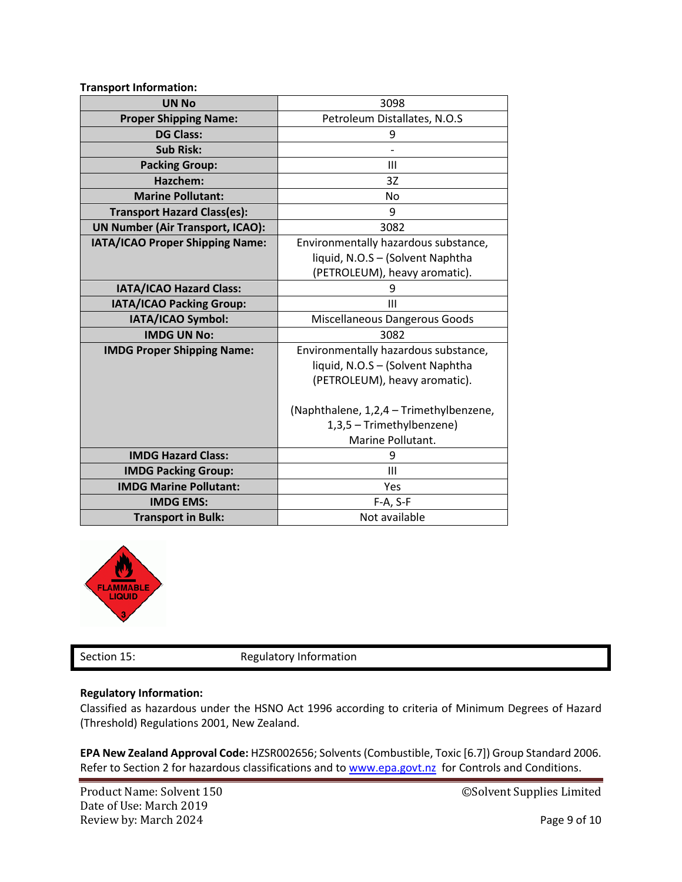**Transport Information:**

| UN No | 3098 |
|---|---|
| **Proper Shipping Name:** | Petroleum Distallates, N.O.S |
| **DG Class:** | 9 |
| **Sub Risk:** | - |
| **Packing Group:** | III |
| **Hazchem:** | 3Z |
| **Marine Pollutant:** | No |
| **Transport Hazard Class(es):** | 9 |
| **UN Number (Air Transport, ICAO):** | 3082 |
| **IATA/ICAO Proper Shipping Name:** | Environmentally hazardous substance, liquid, N.O.S – (Solvent Naphtha (PETROLEUM), heavy aromatic). |
| **IATA/ICAO Hazard Class:** | 9 |
| **IATA/ICAO Packing Group:** | III |
| **IATA/ICAO Symbol:** | Miscellaneous Dangerous Goods |
| **IMDG UN No:** | 3082 |
| **IMDG Proper Shipping Name:** | Environmentally hazardous substance, liquid, N.O.S – (Solvent Naphtha (PETROLEUM), heavy aromatic). (Naphthalene, 1,2,4 – Trimethylbenzene, 1,3,5 – Trimethylbenzene) Marine Pollutant. |
| **IMDG Hazard Class:** | 9 |
| **IMDG Packing Group:** | III |
| **IMDG Marine Pollutant:** | Yes |
| **IMDG EMS:** | F-A, S-F |
| **Transport in Bulk:** | Not available |

FLAMMABLE LIQUID 3

## Section 15: Regulatory Information

**Regulatory Information:**

Classified as hazardous under the HSNO Act 1996 according to criteria of Minimum Degrees of Hazard (Threshold) Regulations 2001, New Zealand.

**EPA New Zealand Approval Code:** HZSR002656; Solvents (Combustible, Toxic [6.7]) Group Standard 2006. Refer to Section 2 for hazardous classifications and to www.epa.govt.nz for Controls and Conditions.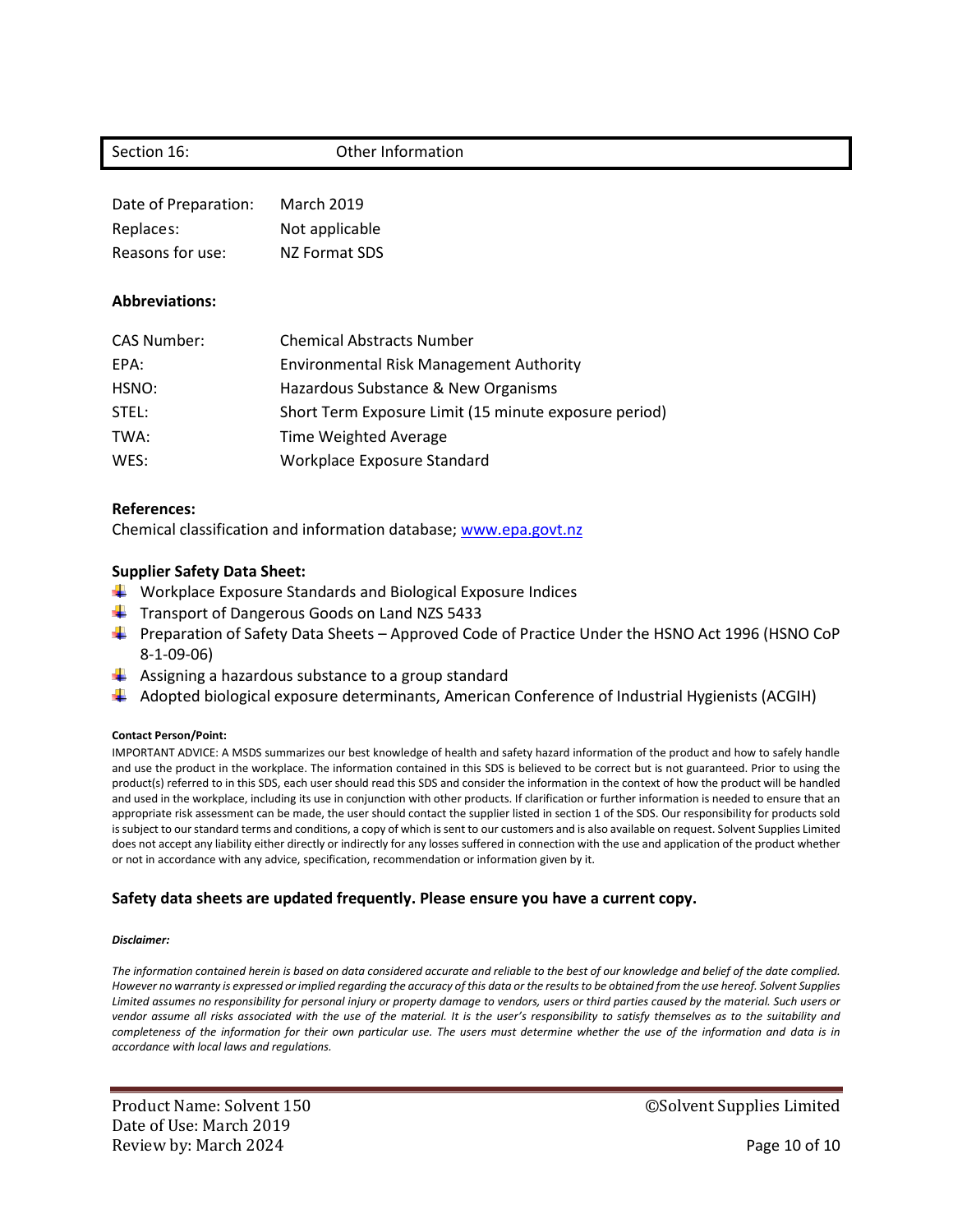## Section 16: Other Information

| | |
|---|---|
| Date of Preparation: | March 2019 |
| Replaces: | Not applicable |
| Reasons for use: | NZ Format SDS |

**Abbreviations:**

| | |
|---|---|
| CAS Number: | Chemical Abstracts Number |
| EPA: | Environmental Risk Management Authority |
| HSNO: | Hazardous Substance & New Organisms |
| STEL: | Short Term Exposure Limit (15 minute exposure period) |
| TWA: | Time Weighted Average |
| WES: | Workplace Exposure Standard |

**References:**
Chemical classification and information database; www.epa.govt.nz

**Supplier Safety Data Sheet:**

- Workplace Exposure Standards and Biological Exposure Indices
- Transport of Dangerous Goods on Land NZS 5433
- Preparation of Safety Data Sheets – Approved Code of Practice Under the HSNO Act 1996 (HSNO CoP 8-1-09-06)
- Assigning a hazardous substance to a group standard
- Adopted biological exposure determinants, American Conference of Industrial Hygienists (ACGIH)

**Contact Person/Point:**

IMPORTANT ADVICE: A MSDS summarizes our best knowledge of health and safety hazard information of the product and how to safely handle and use the product in the workplace. The information contained in this SDS is believed to be correct but is not guaranteed. Prior to using the product(s) referred to in this SDS, each user should read this SDS and consider the information in the context of how the product will be handled and used in the workplace, including its use in conjunction with other products. If clarification or further information is needed to ensure that an appropriate risk assessment can be made, the user should contact the supplier listed in section 1 of the SDS. Our responsibility for products sold is subject to our standard terms and conditions, a copy of which is sent to our customers and is also available on request. Solvent Supplies Limited does not accept any liability either directly or indirectly for any losses suffered in connection with the use and application of the product whether or not in accordance with any advice, specification, recommendation or information given by it.

**Safety data sheets are updated frequently. Please ensure you have a current copy.**

***Disclaimer:***

*The information contained herein is based on data considered accurate and reliable to the best of our knowledge and belief of the date complied. However no warranty is expressed or implied regarding the accuracy of this data or the results to be obtained from the use hereof. Solvent Supplies Limited assumes no responsibility for personal injury or property damage to vendors, users or third parties caused by the material. Such users or vendor assume all risks associated with the use of the material. It is the user's responsibility to satisfy themselves as to the suitability and completeness of the information for their own particular use. The users must determine whether the use of the information and data is in accordance with local laws and regulations.*